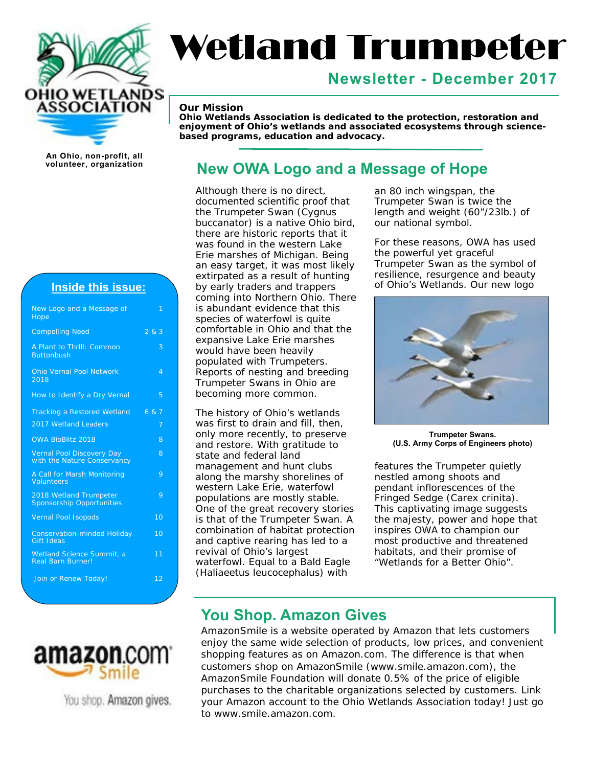# Wetland Trumpeter

## Newsletter - December 2017

OHIO WETLANDS ASSOCIATION

**An Ohio, non-profit, all volunteer, organization**

**Our Mission**
**Ohio Wetlands Association is dedicated to the protection, restoration and enjoyment of Ohio's wetlands and associated ecosystems through science-based programs, education and advocacy.**

### Inside this issue:

| | |
|---|---|
| New Logo and a Message of Hope | 1 |
| Compelling Need | 2 & 3 |
| A Plant to Thrill: Common Buttonbush | 3 |
| Ohio Vernal Pool Network 2018 | 4 |
| How to Identify a Dry Vernal | 5 |
| Tracking a Restored Wetland | 6 & 7 |
| 2017 Wetland Leaders | 7 |
| OWA BioBlitz 2018 | 8 |
| Vernal Pool Discovery Day with the Nature Conservancy | 8 |
| A Call for Marsh Monitoring Volunteers | 9 |
| 2018 Wetland Trumpeter Sponsorship Opportunities | 9 |
| Vernal Pool Isopods | 10 |
| Conservation-minded Holiday Gift Ideas | 10 |
| Wetland Science Summit, a Real Barn Burner! | 11 |
| Join or Renew Today! | 12 |

## New OWA Logo and a Message of Hope

Although there is no direct, documented scientific proof that the Trumpeter Swan (Cygnus buccanator) is a native Ohio bird, there are historic reports that it was found in the western Lake Erie marshes of Michigan. Being an easy target, it was most likely extirpated as a result of hunting by early traders and trappers coming into Northern Ohio. There is abundant evidence that this species of waterfowl is quite comfortable in Ohio and that the expansive Lake Erie marshes would have been heavily populated with Trumpeters. Reports of nesting and breeding Trumpeter Swans in Ohio are becoming more common.

The history of Ohio's wetlands was first to drain and fill, then, only more recently, to preserve and restore. With gratitude to state and federal land management and hunt clubs along the marshy shorelines of western Lake Erie, waterfowl populations are mostly stable. One of the great recovery stories is that of the Trumpeter Swan. A combination of habitat protection and captive rearing has led to a revival of Ohio's largest waterfowl. Equal to a Bald Eagle (Haliaeetus leucocephalus) with an 80 inch wingspan, the Trumpeter Swan is twice the length and weight (60"/23lb.) of our national symbol.

For these reasons, OWA has used the powerful yet graceful Trumpeter Swan as the symbol of resilience, resurgence and beauty of Ohio's Wetlands. Our new logo features the Trumpeter quietly nestled among shoots and pendant inflorescences of the Fringed Sedge (Carex crinita). This captivating image suggests the majesty, power and hope that inspires OWA to champion our most productive and threatened habitats, and their promise of "Wetlands for a Better Ohio".

**Trumpeter Swans. (U.S. Army Corps of Engineers photo)**

## You Shop. Amazon Gives

AmazonSmile is a website operated by Amazon that lets customers enjoy the same wide selection of products, low prices, and convenient shopping features as on Amazon.com. The difference is that when customers shop on AmazonSmile (www.smile.amazon.com), the AmazonSmile Foundation will donate 0.5% of the price of eligible purchases to the charitable organizations selected by customers. Link your Amazon account to the Ohio Wetlands Association today! Just go to www.smile.amazon.com.

amazon.com Smile — You shop. Amazon gives.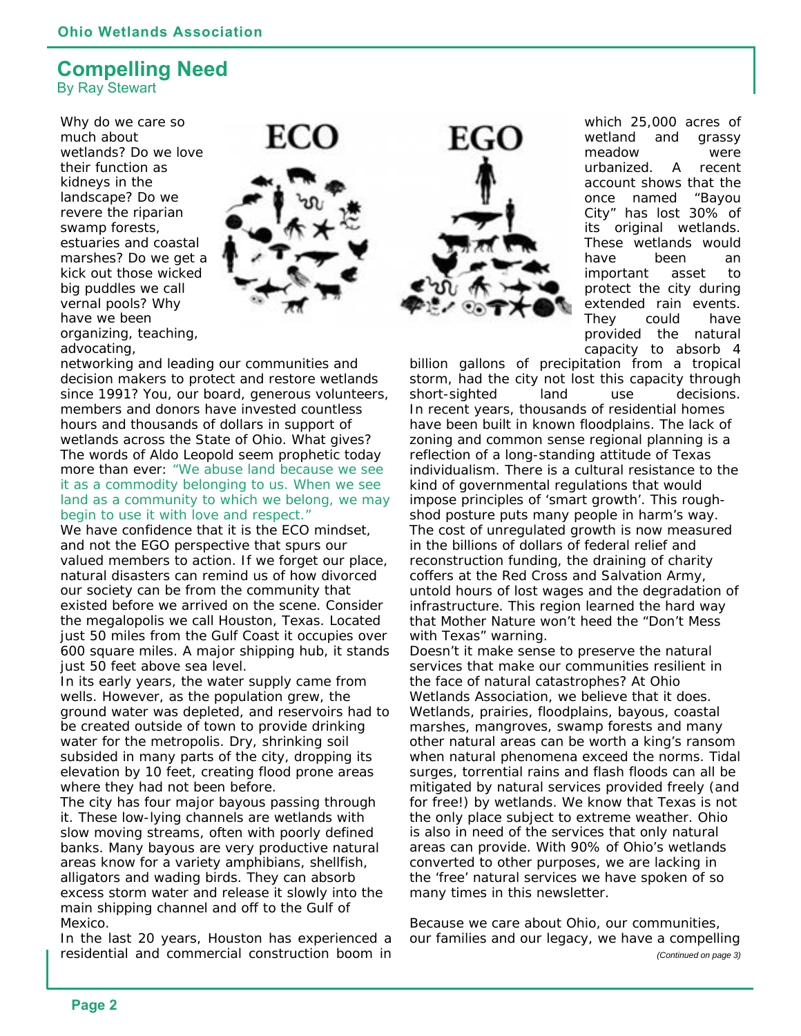## Compelling Need

By Ray Stewart

Why do we care so much about wetlands? Do we love their function as kidneys in the landscape? Do we revere the riparian swamp forests, estuaries and coastal marshes? Do we get a kick out those wicked big puddles we call vernal pools? Why have we been organizing, teaching, advocating, networking and leading our communities and decision makers to protect and restore wetlands since 1991? You, our board, generous volunteers, members and donors have invested countless hours and thousands of dollars in support of wetlands across the State of Ohio. What gives? The words of Aldo Leopold seem prophetic today more than ever: *"We abuse land because we see it as a commodity belonging to us. When we see land as a community to which we belong, we may begin to use it with love and respect."*

We have confidence that it is the ECO mindset, and not the EGO perspective that spurs our valued members to action. If we forget our place, natural disasters can remind us of how divorced our society can be from the community that existed before we arrived on the scene. Consider the megalopolis we call Houston, Texas. Located just 50 miles from the Gulf Coast it occupies over 600 square miles. A major shipping hub, it stands just 50 feet above sea level.

In its early years, the water supply came from wells. However, as the population grew, the ground water was depleted, and reservoirs had to be created outside of town to provide drinking water for the metropolis. Dry, shrinking soil subsided in many parts of the city, dropping its elevation by 10 feet, creating flood prone areas where they had not been before.

The city has four major bayous passing through it. These low-lying channels are wetlands with slow moving streams, often with poorly defined banks. Many bayous are very productive natural areas know for a variety amphibians, shellfish, alligators and wading birds. They can absorb excess storm water and release it slowly into the main shipping channel and off to the Gulf of Mexico.

In the last 20 years, Houston has experienced a residential and commercial construction boom in which 25,000 acres of wetland and grassy meadow were urbanized. A recent account shows that the once named "Bayou City" has lost 30% of its original wetlands. These wetlands would have been an important asset to protect the city during extended rain events. They could have provided the natural capacity to absorb 4 billion gallons of precipitation from a tropical storm, had the city not lost this capacity through short-sighted land use decisions. In recent years, thousands of residential homes have been built in known floodplains. The lack of zoning and common sense regional planning is a reflection of a long-standing attitude of Texas individualism. There is a cultural resistance to the kind of governmental regulations that would impose principles of 'smart growth'. This rough-shod posture puts many people in harm's way. The cost of unregulated growth is now measured in the billions of dollars of federal relief and reconstruction funding, the draining of charity coffers at the Red Cross and Salvation Army, untold hours of lost wages and the degradation of infrastructure. This region learned the hard way that Mother Nature won't heed the "Don't Mess with Texas" warning.

Doesn't it make sense to preserve the natural services that make our communities resilient in the face of natural catastrophes? At Ohio Wetlands Association, we believe that it does. Wetlands, prairies, floodplains, bayous, coastal marshes, mangroves, swamp forests and many other natural areas can be worth a king's ransom when natural phenomena exceed the norms. Tidal surges, torrential rains and flash floods can all be mitigated by natural services provided freely (and for free!) by wetlands. We know that Texas is not the only place subject to extreme weather. Ohio is also in need of the services that only natural areas can provide. With 90% of Ohio's wetlands converted to other purposes, we are lacking in the 'free' natural services we have spoken of so many times in this newsletter.

Because we care about Ohio, our communities, our families and our legacy, we have a compelling

*(Continued on page 3)*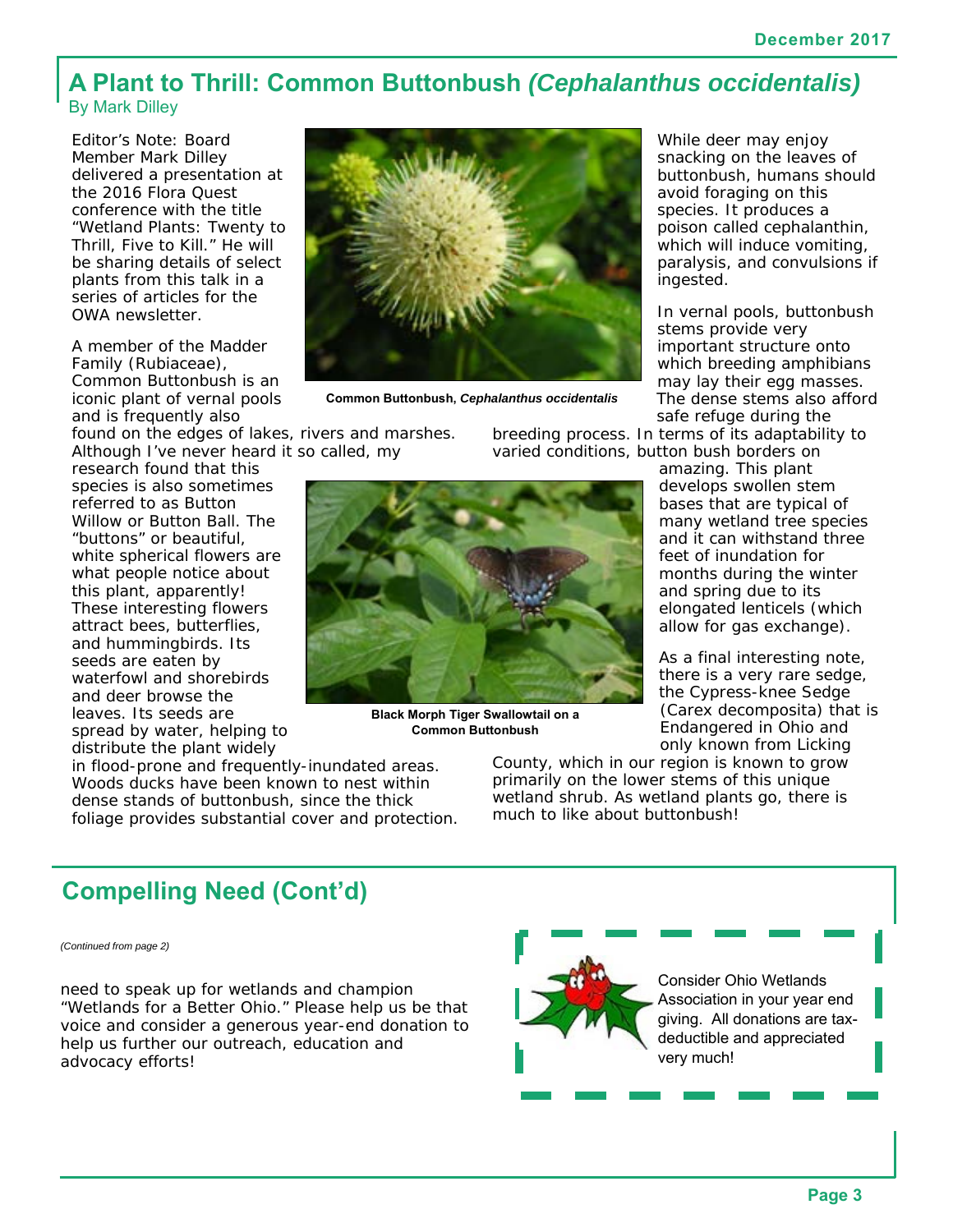## A Plant to Thrill: Common Buttonbush *(Cephalanthus occidentalis)*

By Mark Dilley

Editor's Note: Board Member Mark Dilley delivered a presentation at the 2016 Flora Quest conference with the title "Wetland Plants: Twenty to Thrill, Five to Kill." He will be sharing details of select plants from this talk in a series of articles for the OWA newsletter.

A member of the Madder Family (Rubiaceae), Common Buttonbush is an iconic plant of vernal pools and is frequently also found on the edges of lakes, rivers and marshes. Although I've never heard it so called, my research found that this species is also sometimes referred to as Button Willow or Button Ball. The "buttons" or beautiful, white spherical flowers are what people notice about this plant, apparently! These interesting flowers attract bees, butterflies, and hummingbirds. Its seeds are eaten by waterfowl and shorebirds and deer browse the leaves. Its seeds are spread by water, helping to distribute the plant widely in flood-prone and frequently-inundated areas. Woods ducks have been known to nest within dense stands of buttonbush, since the thick foliage provides substantial cover and protection.

**Common Buttonbush, *Cephalanthus occidentalis***

**Black Morph Tiger Swallowtail on a Common Buttonbush**

While deer may enjoy snacking on the leaves of buttonbush, humans should avoid foraging on this species. It produces a poison called cephalanthin, which will induce vomiting, paralysis, and convulsions if ingested.

In vernal pools, buttonbush stems provide very important structure onto which breeding amphibians may lay their egg masses. The dense stems also afford safe refuge during the breeding process. In terms of its adaptability to varied conditions, button bush borders on amazing. This plant develops swollen stem bases that are typical of many wetland tree species and it can withstand three feet of inundation for months during the winter and spring due to its elongated lenticels (which allow for gas exchange).

As a final interesting note, there is a very rare sedge, the Cypress-knee Sedge (Carex decomposita) that is Endangered in Ohio and only known from Licking County, which in our region is known to grow primarily on the lower stems of this unique wetland shrub. As wetland plants go, there is much to like about buttonbush!

## Compelling Need (Cont'd)

*(Continued from page 2)*

need to speak up for wetlands and champion "Wetlands for a Better Ohio." Please help us be that voice and consider a generous year-end donation to help us further our outreach, education and advocacy efforts!

Consider Ohio Wetlands Association in your year end giving. All donations are tax-deductible and appreciated very much!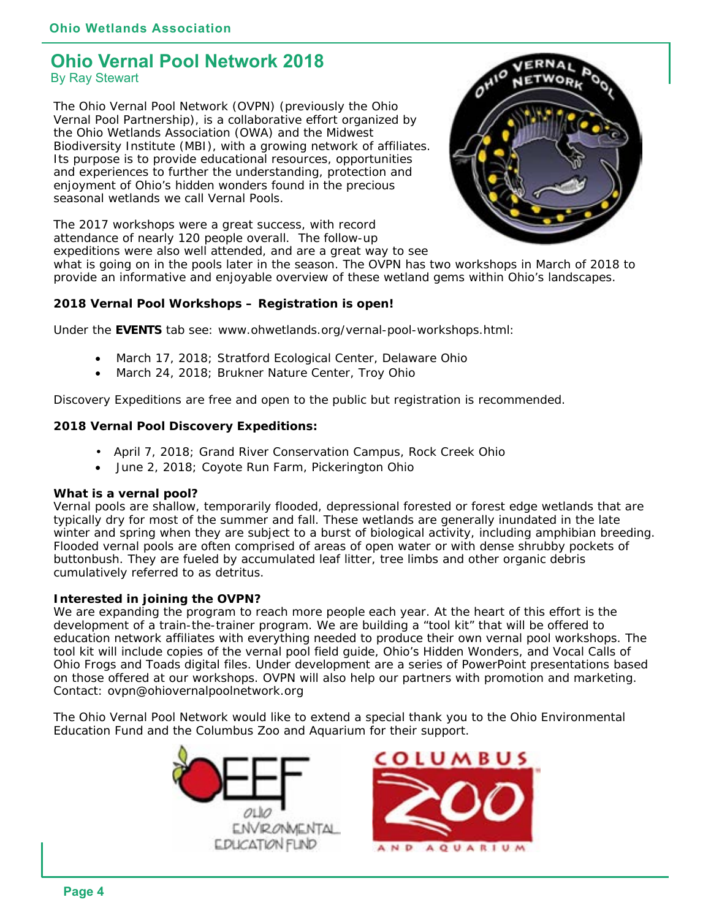# Ohio Vernal Pool Network 2018

By Ray Stewart

The Ohio Vernal Pool Network (OVPN) (previously the Ohio Vernal Pool Partnership), is a collaborative effort organized by the Ohio Wetlands Association (OWA) and the Midwest Biodiversity Institute (MBI), with a growing network of affiliates. Its purpose is to provide educational resources, opportunities and experiences to further the understanding, protection and enjoyment of Ohio's hidden wonders found in the precious seasonal wetlands we call Vernal Pools.

The 2017 workshops were a great success, with record attendance of nearly 120 people overall. The follow-up expeditions were also well attended, and are a great way to see what is going on in the pools later in the season. The OVPN has two workshops in March of 2018 to provide an informative and enjoyable overview of these wetland gems within Ohio's landscapes.

**2018 Vernal Pool Workshops – Registration is open!**

Under the **EVENTS** tab see: www.ohwetlands.org/vernal-pool-workshops.html:

- March 17, 2018; Stratford Ecological Center, Delaware Ohio
- March 24, 2018; Brukner Nature Center, Troy Ohio

Discovery Expeditions are free and open to the public but registration is recommended.

**2018 Vernal Pool Discovery Expeditions:**

- April 7, 2018; Grand River Conservation Campus, Rock Creek Ohio
- June 2, 2018; Coyote Run Farm, Pickerington Ohio

**What is a vernal pool?**

Vernal pools are shallow, temporarily flooded, depressional forested or forest edge wetlands that are typically dry for most of the summer and fall. These wetlands are generally inundated in the late winter and spring when they are subject to a burst of biological activity, including amphibian breeding. Flooded vernal pools are often comprised of areas of open water or with dense shrubby pockets of buttonbush. They are fueled by accumulated leaf litter, tree limbs and other organic debris cumulatively referred to as detritus.

**Interested in joining the OVPN?**

We are expanding the program to reach more people each year. At the heart of this effort is the development of a train-the-trainer program. We are building a "tool kit" that will be offered to education network affiliates with everything needed to produce their own vernal pool workshops. The tool kit will include copies of the vernal pool field guide, Ohio's Hidden Wonders, and Vocal Calls of Ohio Frogs and Toads digital files. Under development are a series of PowerPoint presentations based on those offered at our workshops. OVPN will also help our partners with promotion and marketing. Contact: ovpn@ohiovernalpoolnetwork.org

The Ohio Vernal Pool Network would like to extend a special thank you to the Ohio Environmental Education Fund and the Columbus Zoo and Aquarium for their support.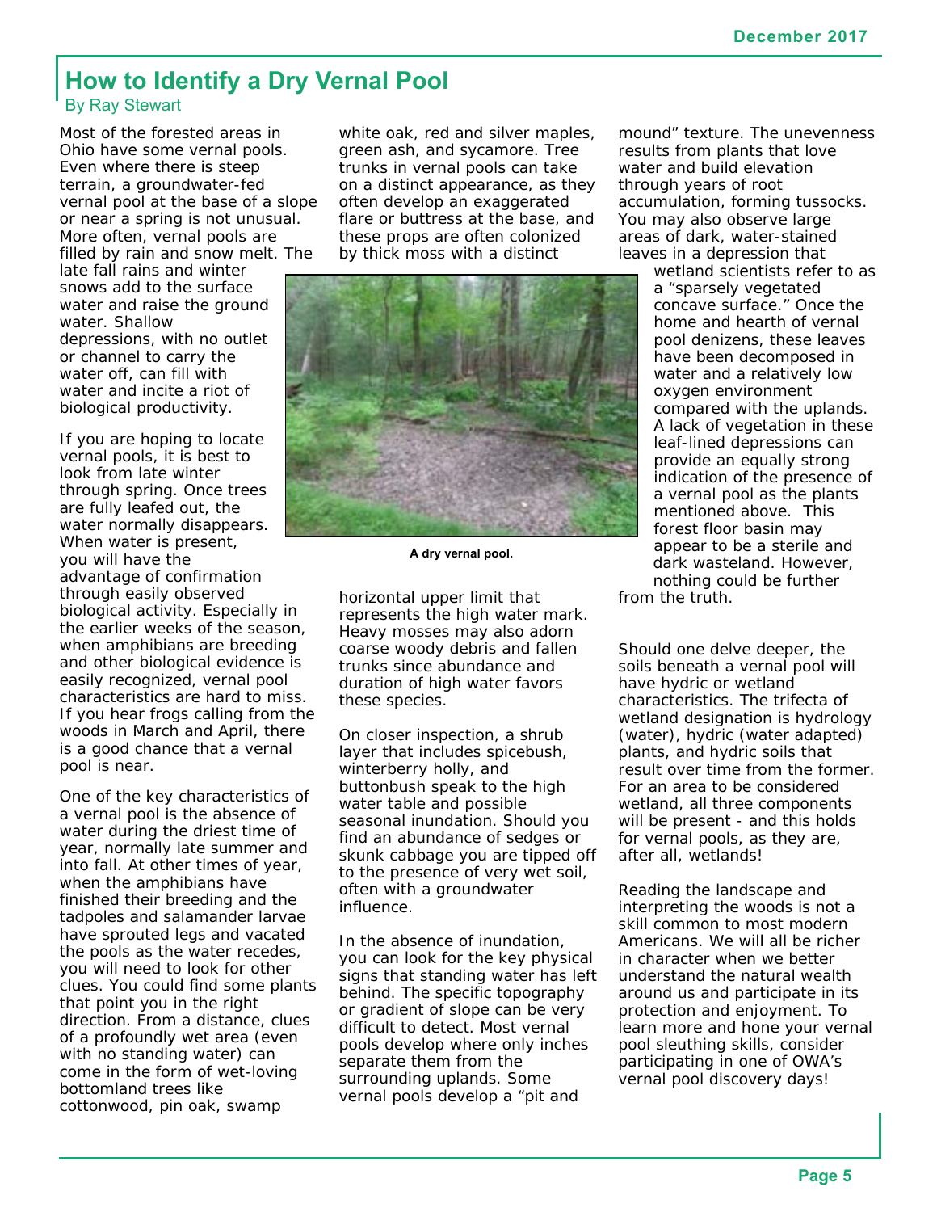# How to Identify a Dry Vernal Pool

By Ray Stewart

Most of the forested areas in Ohio have some vernal pools. Even where there is steep terrain, a groundwater-fed vernal pool at the base of a slope or near a spring is not unusual. More often, vernal pools are filled by rain and snow melt. The late fall rains and winter snows add to the surface water and raise the ground water. Shallow depressions, with no outlet or channel to carry the water off, can fill with water and incite a riot of biological productivity.

If you are hoping to locate vernal pools, it is best to look from late winter through spring. Once trees are fully leafed out, the water normally disappears. When water is present, you will have the advantage of confirmation through easily observed biological activity. Especially in the earlier weeks of the season, when amphibians are breeding and other biological evidence is easily recognized, vernal pool characteristics are hard to miss. If you hear frogs calling from the woods in March and April, there is a good chance that a vernal pool is near.

One of the key characteristics of a vernal pool is the absence of water during the driest time of year, normally late summer and into fall. At other times of year, when the amphibians have finished their breeding and the tadpoles and salamander larvae have sprouted legs and vacated the pools as the water recedes, you will need to look for other clues. You could find some plants that point you in the right direction. From a distance, clues of a profoundly wet area (even with no standing water) can come in the form of wet-loving bottomland trees like cottonwood, pin oak, swamp white oak, red and silver maples, green ash, and sycamore. Tree trunks in vernal pools can take on a distinct appearance, as they often develop an exaggerated flare or buttress at the base, and these props are often colonized by thick moss with a distinct horizontal upper limit that represents the high water mark. Heavy mosses may also adorn coarse woody debris and fallen trunks since abundance and duration of high water favors these species.

A dry vernal pool.

On closer inspection, a shrub layer that includes spicebush, winterberry holly, and buttonbush speak to the high water table and possible seasonal inundation. Should you find an abundance of sedges or skunk cabbage you are tipped off to the presence of very wet soil, often with a groundwater influence.

In the absence of inundation, you can look for the key physical signs that standing water has left behind. The specific topography or gradient of slope can be very difficult to detect. Most vernal pools develop where only inches separate them from the surrounding uplands. Some vernal pools develop a "pit and mound" texture. The unevenness results from plants that love water and build elevation through years of root accumulation, forming tussocks. You may also observe large areas of dark, water-stained leaves in a depression that wetland scientists refer to as a "sparsely vegetated concave surface." Once the home and hearth of vernal pool denizens, these leaves have been decomposed in water and a relatively low oxygen environment compared with the uplands. A lack of vegetation in these leaf-lined depressions can provide an equally strong indication of the presence of a vernal pool as the plants mentioned above. This forest floor basin may appear to be a sterile and dark wasteland. However, nothing could be further from the truth.

Should one delve deeper, the soils beneath a vernal pool will have hydric or wetland characteristics. The trifecta of wetland designation is hydrology (water), hydric (water adapted) plants, and hydric soils that result over time from the former. For an area to be considered wetland, all three components will be present - and this holds for vernal pools, as they are, after all, wetlands!

Reading the landscape and interpreting the woods is not a skill common to most modern Americans. We will all be richer in character when we better understand the natural wealth around us and participate in its protection and enjoyment. To learn more and hone your vernal pool sleuthing skills, consider participating in one of OWA's vernal pool discovery days!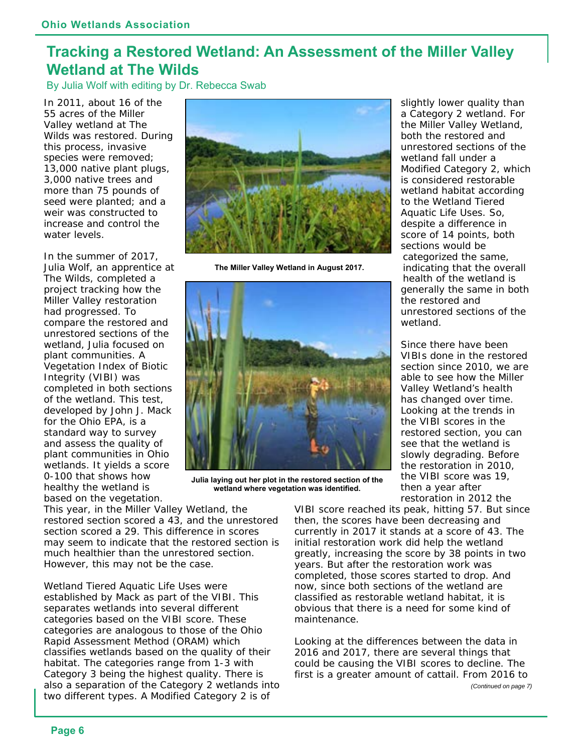# Tracking a Restored Wetland: An Assessment of the Miller Valley Wetland at The Wilds

By Julia Wolf with editing by Dr. Rebecca Swab

In 2011, about 16 of the 55 acres of the Miller Valley wetland at The Wilds was restored. During this process, invasive species were removed; 13,000 native plant plugs, 3,000 native trees and more than 75 pounds of seed were planted; and a weir was constructed to increase and control the water levels.

In the summer of 2017, Julia Wolf, an apprentice at The Wilds, completed a project tracking how the Miller Valley restoration had progressed. To compare the restored and unrestored sections of the wetland, Julia focused on plant communities. A Vegetation Index of Biotic Integrity (VIBI) was completed in both sections of the wetland. This test, developed by John J. Mack for the Ohio EPA, is a standard way to survey and assess the quality of plant communities in Ohio wetlands. It yields a score 0-100 that shows how healthy the wetland is based on the vegetation. This year, in the Miller Valley Wetland, the restored section scored a 43, and the unrestored section scored a 29. This difference in scores may seem to indicate that the restored section is much healthier than the unrestored section. However, this may not be the case.

The Miller Valley Wetland in August 2017.

Julia laying out her plot in the restored section of the wetland where vegetation was identified.

Wetland Tiered Aquatic Life Uses were established by Mack as part of the VIBI. This separates wetlands into several different categories based on the VIBI score. These categories are analogous to those of the Ohio Rapid Assessment Method (ORAM) which classifies wetlands based on the quality of their habitat. The categories range from 1-3 with Category 3 being the highest quality. There is also a separation of the Category 2 wetlands into two different types. A Modified Category 2 is of slightly lower quality than a Category 2 wetland. For the Miller Valley Wetland, both the restored and unrestored sections of the wetland fall under a Modified Category 2, which is considered restorable wetland habitat according to the Wetland Tiered Aquatic Life Uses. So, despite a difference in score of 14 points, both sections would be categorized the same, indicating that the overall health of the wetland is generally the same in both the restored and unrestored sections of the wetland.

Since there have been VIBIs done in the restored section since 2010, we are able to see how the Miller Valley Wetland's health has changed over time. Looking at the trends in the VIBI scores in the restored section, you can see that the wetland is slowly degrading. Before the restoration in 2010, the VIBI score was 19, then a year after restoration in 2012 the VIBI score reached its peak, hitting 57. But since then, the scores have been decreasing and currently in 2017 it stands at a score of 43. The initial restoration work did help the wetland greatly, increasing the score by 38 points in two years. But after the restoration work was completed, those scores started to drop. And now, since both sections of the wetland are classified as restorable wetland habitat, it is obvious that there is a need for some kind of maintenance.

Looking at the differences between the data in 2016 and 2017, there are several things that could be causing the VIBI scores to decline. The first is a greater amount of cattail. From 2016 to

*(Continued on page 7)*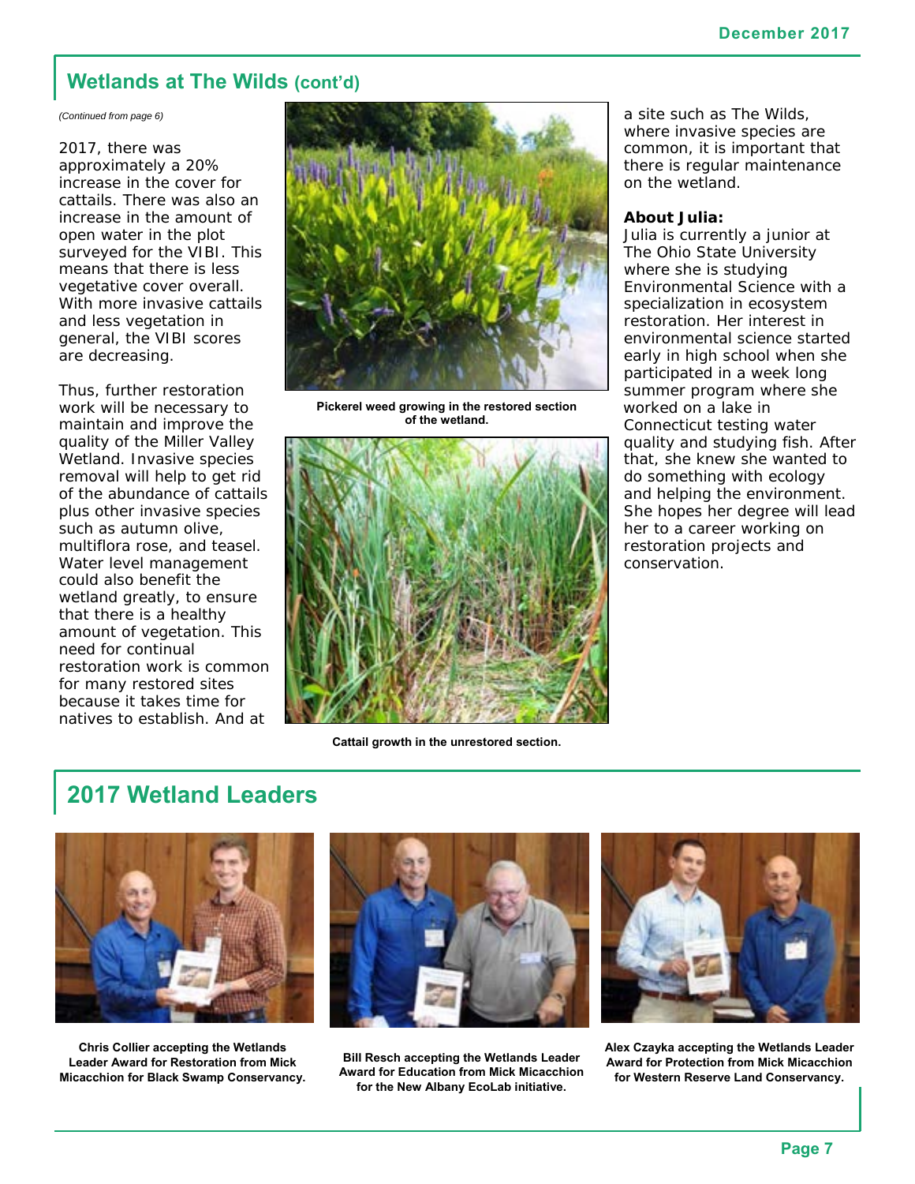## Wetlands at The Wilds (cont'd)

*(Continued from page 6)*

2017, there was approximately a 20% increase in the cover for cattails. There was also an increase in the amount of open water in the plot surveyed for the VIBI. This means that there is less vegetative cover overall. With more invasive cattails and less vegetation in general, the VIBI scores are decreasing.

Thus, further restoration work will be necessary to maintain and improve the quality of the Miller Valley Wetland. Invasive species removal will help to get rid of the abundance of cattails plus other invasive species such as autumn olive, multiflora rose, and teasel. Water level management could also benefit the wetland greatly, to ensure that there is a healthy amount of vegetation. This need for continual restoration work is common for many restored sites because it takes time for natives to establish. And at a site such as The Wilds, where invasive species are common, it is important that there is regular maintenance on the wetland.

**Pickerel weed growing in the restored section of the wetland.**

**Cattail growth in the unrestored section.**

**About Julia:**
Julia is currently a junior at The Ohio State University where she is studying Environmental Science with a specialization in ecosystem restoration. Her interest in environmental science started early in high school when she participated in a week long summer program where she worked on a lake in Connecticut testing water quality and studying fish. After that, she knew she wanted to do something with ecology and helping the environment. She hopes her degree will lead her to a career working on restoration projects and conservation.

## 2017 Wetland Leaders

**Chris Collier accepting the Wetlands Leader Award for Restoration from Mick Micacchion for Black Swamp Conservancy.**

**Bill Resch accepting the Wetlands Leader Award for Education from Mick Micacchion for the New Albany EcoLab initiative.**

**Alex Czayka accepting the Wetlands Leader Award for Protection from Mick Micacchion for Western Reserve Land Conservancy.**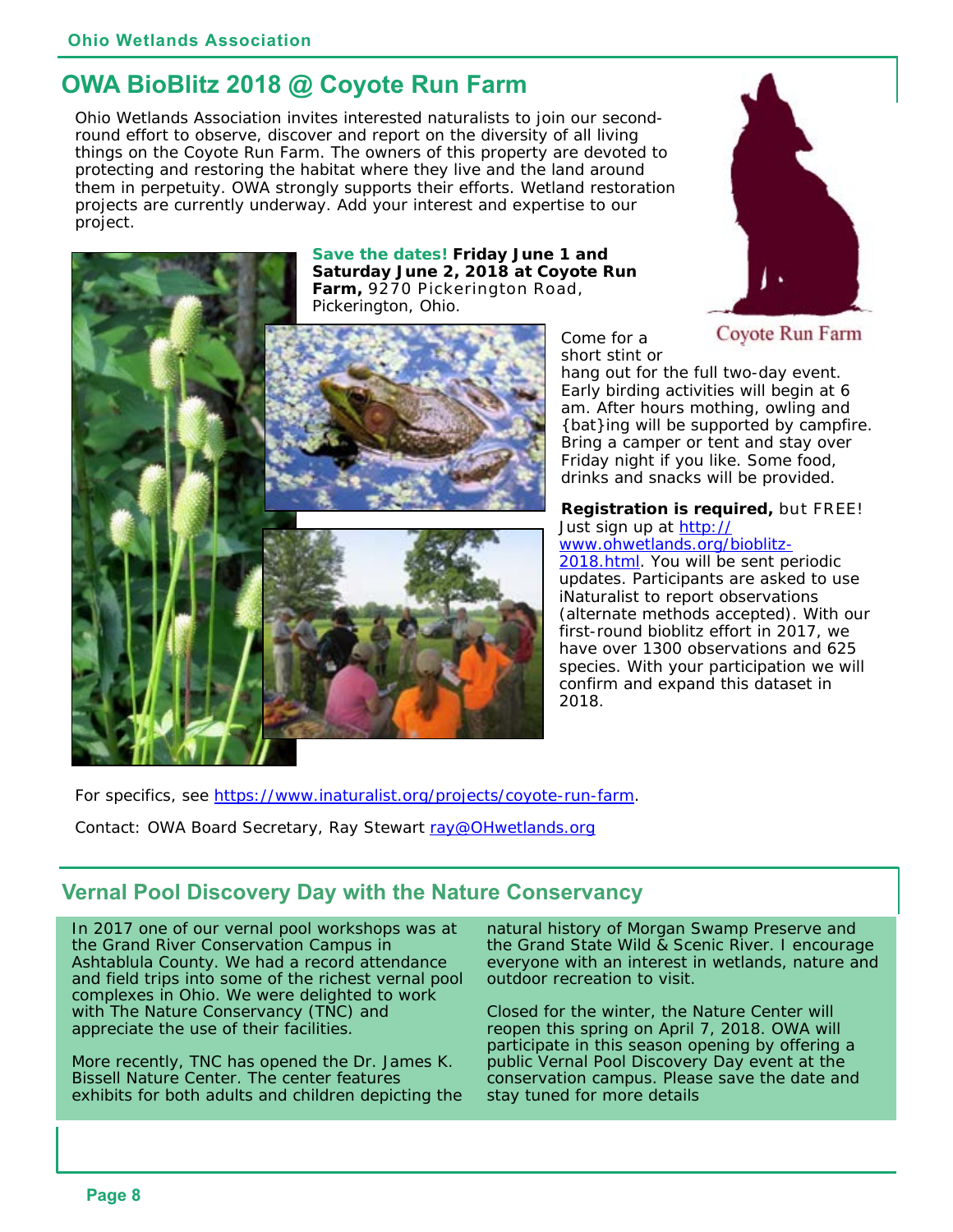## OWA BioBlitz 2018 @ Coyote Run Farm

Ohio Wetlands Association invites interested naturalists to join our second-round effort to observe, discover and report on the diversity of all living things on the Coyote Run Farm. The owners of this property are devoted to protecting and restoring the habitat where they live and the land around them in perpetuity. OWA strongly supports their efforts. Wetland restoration projects are currently underway. Add your interest and expertise to our project.

**Save the dates! Friday June 1 and Saturday June 2, 2018 at Coyote Run Farm,** 9270 Pickerington Road, Pickerington, Ohio.

Coyote Run Farm

Come for a short stint or hang out for the full two-day event. Early birding activities will begin at 6 am. After hours mothing, owling and {bat}ing will be supported by campfire. Bring a camper or tent and stay over Friday night if you like. Some food, drinks and snacks will be provided.

**Registration is required,** but FREE! Just sign up at http://www.ohwetlands.org/bioblitz-2018.html. You will be sent periodic updates. Participants are asked to use iNaturalist to report observations (alternate methods accepted). With our first-round bioblitz effort in 2017, we have over 1300 observations and 625 species. With your participation we will confirm and expand this dataset in 2018.

For specifics, see https://www.inaturalist.org/projects/coyote-run-farm.

Contact: OWA Board Secretary, Ray Stewart ray@OHwetlands.org

## Vernal Pool Discovery Day with the Nature Conservancy

In 2017 one of our vernal pool workshops was at the Grand River Conservation Campus in Ashtablula County. We had a record attendance and field trips into some of the richest vernal pool complexes in Ohio. We were delighted to work with The Nature Conservancy (TNC) and appreciate the use of their facilities.

More recently, TNC has opened the Dr. James K. Bissell Nature Center. The center features exhibits for both adults and children depicting the natural history of Morgan Swamp Preserve and the Grand State Wild & Scenic River. I encourage everyone with an interest in wetlands, nature and outdoor recreation to visit.

Closed for the winter, the Nature Center will reopen this spring on April 7, 2018. OWA will participate in this season opening by offering a public Vernal Pool Discovery Day event at the conservation campus. Please save the date and stay tuned for more details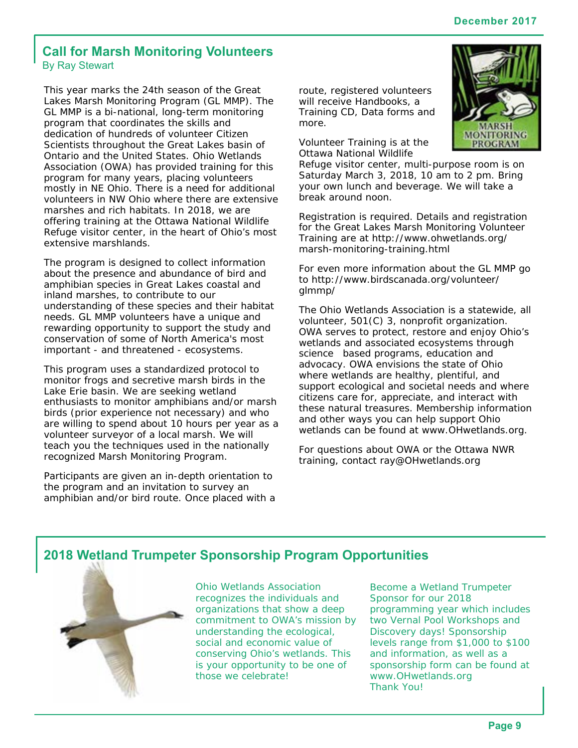## Call for Marsh Monitoring Volunteers

By Ray Stewart

This year marks the 24th season of the Great Lakes Marsh Monitoring Program (GL MMP). The GL MMP is a bi-national, long-term monitoring program that coordinates the skills and dedication of hundreds of volunteer Citizen Scientists throughout the Great Lakes basin of Ontario and the United States. Ohio Wetlands Association (OWA) has provided training for this program for many years, placing volunteers mostly in NE Ohio. There is a need for additional volunteers in NW Ohio where there are extensive marshes and rich habitats. In 2018, we are offering training at the Ottawa National Wildlife Refuge visitor center, in the heart of Ohio's most extensive marshlands.

The program is designed to collect information about the presence and abundance of bird and amphibian species in Great Lakes coastal and inland marshes, to contribute to our understanding of these species and their habitat needs. GL MMP volunteers have a unique and rewarding opportunity to support the study and conservation of some of North America's most important - and threatened - ecosystems.

This program uses a standardized protocol to monitor frogs and secretive marsh birds in the Lake Erie basin. We are seeking wetland enthusiasts to monitor amphibians and/or marsh birds (prior experience not necessary) and who are willing to spend about 10 hours per year as a volunteer surveyor of a local marsh. We will teach you the techniques used in the nationally recognized Marsh Monitoring Program.

Participants are given an in-depth orientation to the program and an invitation to survey an amphibian and/or bird route. Once placed with a route, registered volunteers will receive Handbooks, a Training CD, Data forms and more.

Volunteer Training is at the Ottawa National Wildlife Refuge visitor center, multi-purpose room is on Saturday March 3, 2018, 10 am to 2 pm. Bring your own lunch and beverage. We will take a break around noon.

Registration is required. Details and registration for the Great Lakes Marsh Monitoring Volunteer Training are at http://www.ohwetlands.org/marsh-monitoring-training.html

For even more information about the GL MMP go to http://www.birdscanada.org/volunteer/glmmp/

The Ohio Wetlands Association is a statewide, all volunteer, 501(C) 3, nonprofit organization. OWA serves to protect, restore and enjoy Ohio's wetlands and associated ecosystems through science based programs, education and advocacy. OWA envisions the state of Ohio where wetlands are healthy, plentiful, and support ecological and societal needs and where citizens care for, appreciate, and interact with these natural treasures. Membership information and other ways you can help support Ohio wetlands can be found at www.OHwetlands.org.

For questions about OWA or the Ottawa NWR training, contact ray@OHwetlands.org

## 2018 Wetland Trumpeter Sponsorship Program Opportunities

Ohio Wetlands Association recognizes the individuals and organizations that show a deep commitment to OWA's mission by understanding the ecological, social and economic value of conserving Ohio's wetlands. This is your opportunity to be one of those we celebrate!

Become a Wetland Trumpeter Sponsor for our 2018 programming year which includes two Vernal Pool Workshops and Discovery days! Sponsorship levels range from $1,000 to $100 and information, as well as a sponsorship form can be found at www.OHwetlands.org

Thank You!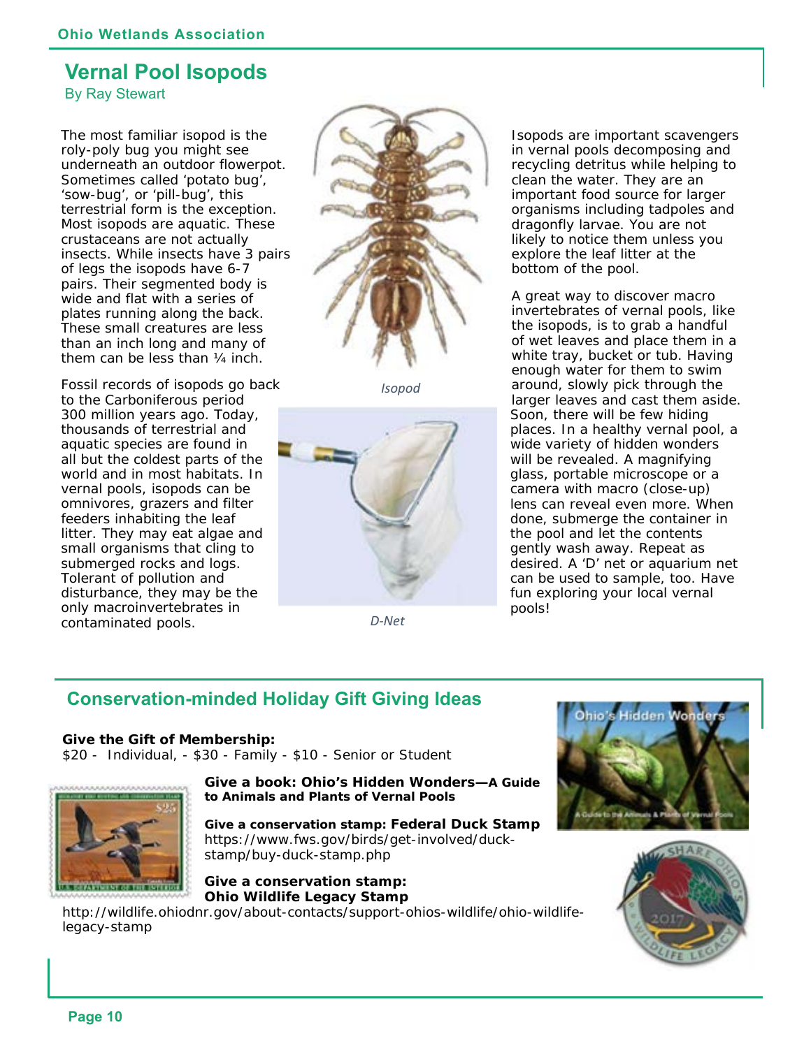## Vernal Pool Isopods

By Ray Stewart

The most familiar isopod is the roly-poly bug you might see underneath an outdoor flowerpot. Sometimes called 'potato bug', 'sow-bug', or 'pill-bug', this terrestrial form is the exception. Most isopods are aquatic. These crustaceans are not actually insects. While insects have 3 pairs of legs the isopods have 6-7 pairs. Their segmented body is wide and flat with a series of plates running along the back. These small creatures are less than an inch long and many of them can be less than ¼ inch.

Fossil records of isopods go back to the Carboniferous period 300 million years ago. Today, thousands of terrestrial and aquatic species are found in all but the coldest parts of the world and in most habitats. In vernal pools, isopods can be omnivores, grazers and filter feeders inhabiting the leaf litter. They may eat algae and small organisms that cling to submerged rocks and logs. Tolerant of pollution and disturbance, they may be the only macroinvertebrates in contaminated pools.

*Isopod*

*D-Net*

Isopods are important scavengers in vernal pools decomposing and recycling detritus while helping to clean the water. They are an important food source for larger organisms including tadpoles and dragonfly larvae. You are not likely to notice them unless you explore the leaf litter at the bottom of the pool.

A great way to discover macro invertebrates of vernal pools, like the isopods, is to grab a handful of wet leaves and place them in a white tray, bucket or tub. Having enough water for them to swim around, slowly pick through the larger leaves and cast them aside. Soon, there will be few hiding places. In a healthy vernal pool, a wide variety of hidden wonders will be revealed. A magnifying glass, portable microscope or a camera with macro (close-up) lens can reveal even more. When done, submerge the container in the pool and let the contents gently wash away. Repeat as desired. A 'D' net or aquarium net can be used to sample, too. Have fun exploring your local vernal pools!

## Conservation-minded Holiday Gift Giving Ideas

**Give the Gift of Membership:**
$20 - Individual, - $30 - Family - $10 - Senior or Student

**Give a book: Ohio's Hidden Wonders—A Guide to Animals and Plants of Vernal Pools**

**Give a conservation stamp: Federal Duck Stamp**
https://www.fws.gov/birds/get-involved/duck-stamp/buy-duck-stamp.php

**Give a conservation stamp: Ohio Wildlife Legacy Stamp**
http://wildlife.ohiodnr.gov/about-contacts/support-ohios-wildlife/ohio-wildlife-legacy-stamp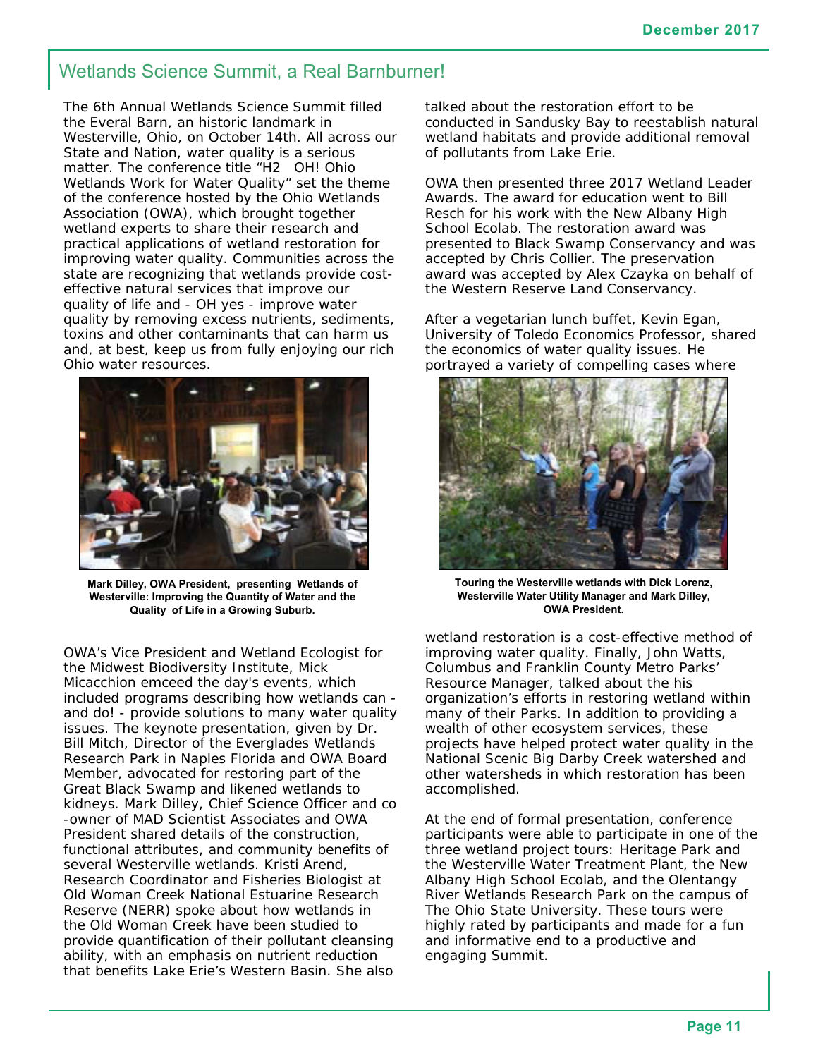## Wetlands Science Summit, a Real Barnburner!

The 6th Annual Wetlands Science Summit filled the Everal Barn, an historic landmark in Westerville, Ohio, on October 14th. All across our State and Nation, water quality is a serious matter. The conference title "H2 OH! Ohio Wetlands Work for Water Quality" set the theme of the conference hosted by the Ohio Wetlands Association (OWA), which brought together wetland experts to share their research and practical applications of wetland restoration for improving water quality. Communities across the state are recognizing that wetlands provide cost-effective natural services that improve our quality of life and - OH yes - improve water quality by removing excess nutrients, sediments, toxins and other contaminants that can harm us and, at best, keep us from fully enjoying our rich Ohio water resources.

**Mark Dilley, OWA President, presenting Wetlands of Westerville: Improving the Quantity of Water and the Quality of Life in a Growing Suburb.**

OWA's Vice President and Wetland Ecologist for the Midwest Biodiversity Institute, Mick Micacchion emceed the day's events, which included programs describing how wetlands can - and do! - provide solutions to many water quality issues. The keynote presentation, given by Dr. Bill Mitch, Director of the Everglades Wetlands Research Park in Naples Florida and OWA Board Member, advocated for restoring part of the Great Black Swamp and likened wetlands to kidneys. Mark Dilley, Chief Science Officer and co-owner of MAD Scientist Associates and OWA President shared details of the construction, functional attributes, and community benefits of several Westerville wetlands. Kristi Arend, Research Coordinator and Fisheries Biologist at Old Woman Creek National Estuarine Research Reserve (NERR) spoke about how wetlands in the Old Woman Creek have been studied to provide quantification of their pollutant cleansing ability, with an emphasis on nutrient reduction that benefits Lake Erie's Western Basin. She also talked about the restoration effort to be conducted in Sandusky Bay to reestablish natural wetland habitats and provide additional removal of pollutants from Lake Erie.

OWA then presented three 2017 Wetland Leader Awards. The award for education went to Bill Resch for his work with the New Albany High School Ecolab. The restoration award was presented to Black Swamp Conservancy and was accepted by Chris Collier. The preservation award was accepted by Alex Czayka on behalf of the Western Reserve Land Conservancy.

After a vegetarian lunch buffet, Kevin Egan, University of Toledo Economics Professor, shared the economics of water quality issues. He portrayed a variety of compelling cases where wetland restoration is a cost-effective method of improving water quality. Finally, John Watts, Columbus and Franklin County Metro Parks' Resource Manager, talked about the his organization's efforts in restoring wetland within many of their Parks. In addition to providing a wealth of other ecosystem services, these projects have helped protect water quality in the National Scenic Big Darby Creek watershed and other watersheds in which restoration has been accomplished.

**Touring the Westerville wetlands with Dick Lorenz, Westerville Water Utility Manager and Mark Dilley, OWA President.**

At the end of formal presentation, conference participants were able to participate in one of the three wetland project tours: Heritage Park and the Westerville Water Treatment Plant, the New Albany High School Ecolab, and the Olentangy River Wetlands Research Park on the campus of The Ohio State University. These tours were highly rated by participants and made for a fun and informative end to a productive and engaging Summit.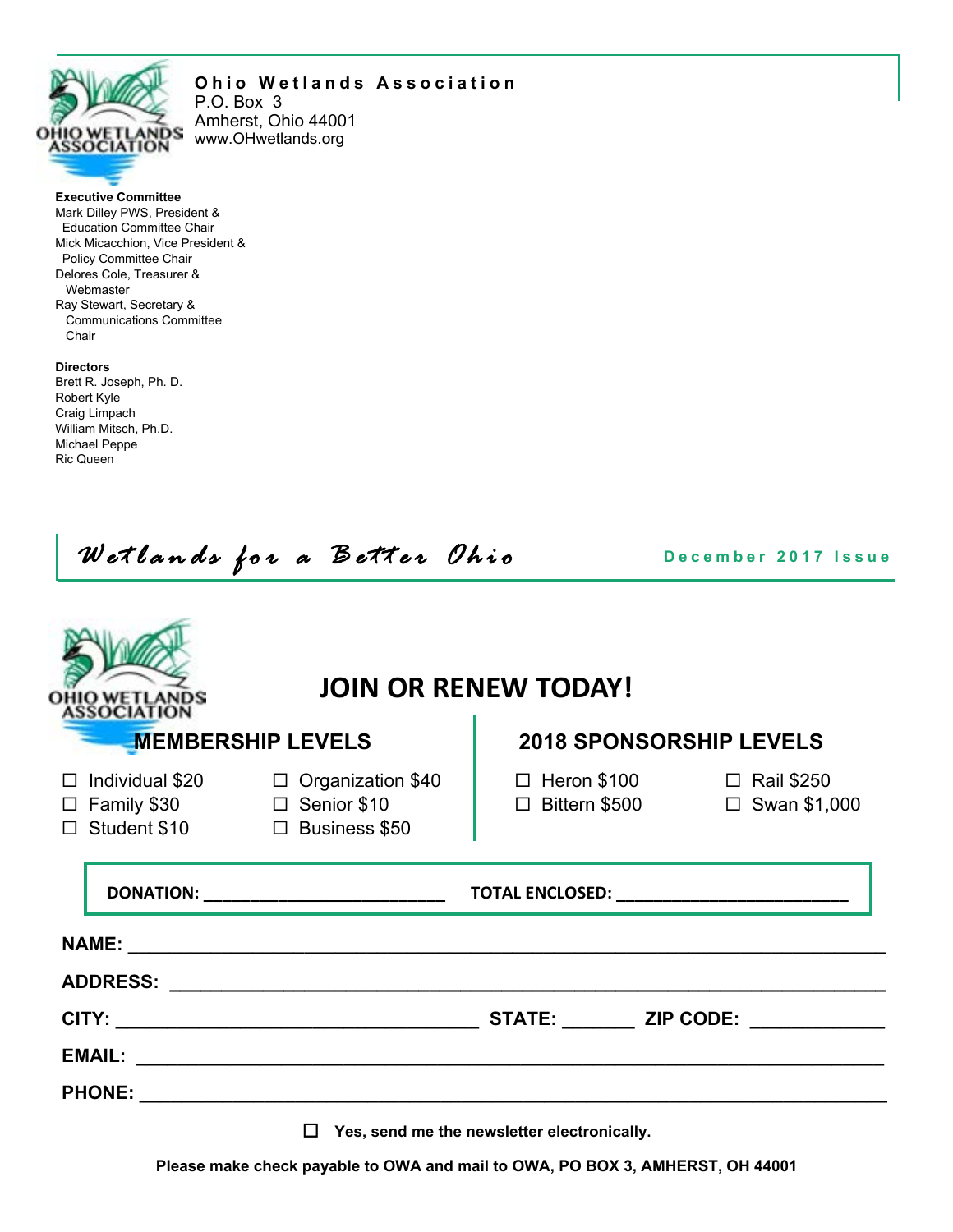**Ohio Wetlands Association**
P.O. Box 3
Amherst, Ohio 44001
www.OHwetlands.org

**Executive Committee**
Mark Dilley PWS, President & Education Committee Chair
Mick Micacchion, Vice President & Policy Committee Chair
Delores Cole, Treasurer & Webmaster
Ray Stewart, Secretary & Communications Committee Chair

**Directors**
Brett R. Joseph, Ph. D.
Robert Kyle
Craig Limpach
William Mitsch, Ph.D.
Michael Peppe
Ric Queen

*Wetlands for a Better Ohio* — December 2017 Issue

# JOIN OR RENEW TODAY!

## MEMBERSHIP LEVELS

- ☐ Individual $20
- ☐ Family $30
- ☐ Student $10
- ☐ Organization $40
- ☐ Senior $10
- ☐ Business $50

## 2018 SPONSORSHIP LEVELS

- ☐ Heron $100
- ☐ Bittern $500
- ☐ Rail $250
- ☐ Swan $1,000

**DONATION:** ____________________ **TOTAL ENCLOSED:** ____________________

**NAME:** ______________________________________________

**ADDRESS:** ______________________________________________

**CITY:** ______________________ **STATE:** _______ **ZIP CODE:** __________

**EMAIL:** ______________________________________________

**PHONE:** ______________________________________________

☐ **Yes, send me the newsletter electronically.**

**Please make check payable to OWA and mail to OWA, PO BOX 3, AMHERST, OH 44001**